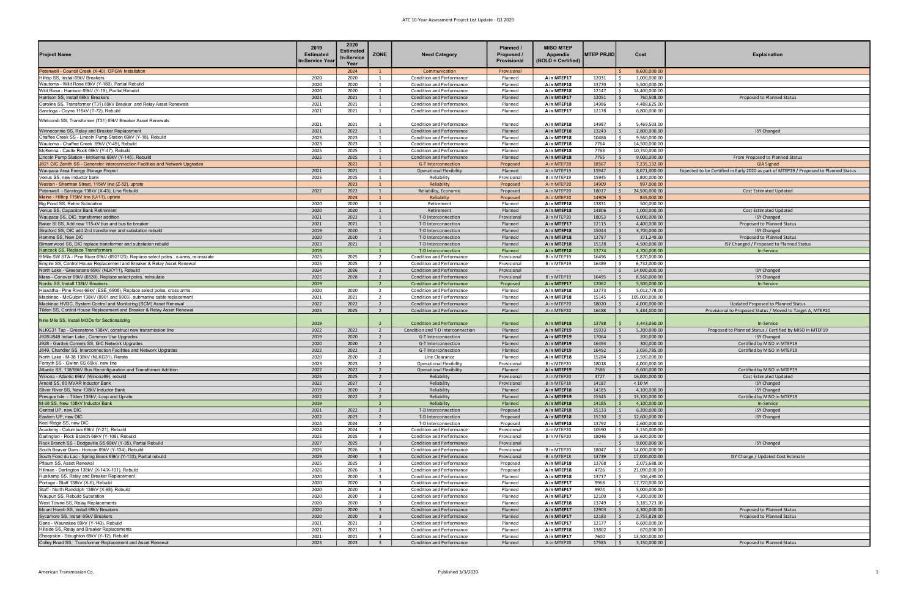# ATC 10-Year Assessment Project List Update - Q1 2020

| Project Name | 2019 Estimated In-Service Year | 2020 Estimated In-Service Year | ZONE | Need Category | Planned / Proposed / Provisional | MISO MTEP Appendix (BOLD = Certified) | MTEP PRJID | Cost | Explanation |
|---|---|---|---|---|---|---|---|---|---|
| Petenwell - Council Creek (X-40), OPGW Installation | | 2024 | 1 | Communication | Provisional | | | $ 8,600,000.00 | |
| Hilltop SS, Install 69kV Breakers | 2020 | 2020 | 1 | Condition and Performance | Planned | **A in MTEP17** | 12031 | $ 1,000,000.00 | |
| Wautoma - Wild Rose 69kV (Y-180), Partial Rebuild | 2020 | 2020 | 1 | Condition and Performance | Planned | **A in MTEP18** | 13770 | $ 5,500,000.00 | |
| Wild Rose - Harrison 69kV (Y-19), Partial Rebuild | 2020 | 2020 | 1 | Condition and Performance | Planned | **A in MTEP18** | 12147 | $ 14,400,000.00 | |
| Harrison SS, Install 69kV Breakers | 2021 | 2021 | 1 | Condition and Performance | Planned | **A in MTEP17** | 12051 | $ 760,508.00 | Proposed to Planned Status |
| Caroline SS, Transformer (T31) 69kV Breaker and Relay Asset Renewals | 2021 | 2021 | 1 | Condition and Performance | Planned | **A in MTEP18** | 14986 | $ 4,488,625.00 | |
| Saratoga - Coyne 115kV (Y-72), Rebuild | 2021 | 2021 | 1 | Condition and Performance | Planned | **A in MTEP17** | 12178 | $ 6,800,000.00 | |
| Whitcomb SS, Transformer (T31) 69kV Breaker Asset Renewals | 2021 | 2021 | 1 | Condition and Performance | Planned | **A in MTEP18** | 14987 | $ 5,469,503.00 | |
| Winneconnie SS, Relay and Breaker Replacement | 2021 | 2022 | 1 | Condition and Performance | Planned | **A in MTEP18** | 13243 | $ 2,800,000.00 | ISY Changed |
| Chaffee Creek SS - Lincoln Pump Station 69kV (Y-18), Rebuild | 2023 | 2023 | 1 | Condition and Performance | Planned | **A in MTEP18** | 10486 | $ 9,560,000.00 | |
| Wautoma - Chaffee Creek 69kV (Y-49), Rebuild | 2023 | 2023 | 1 | Condition and Performance | Planned | **A in MTEP18** | 7764 | $ 14,500,000.00 | |
| McKenna - Castle Rock 69kV (Y-47), Rebuild | 2025 | 2025 | 1 | Condition and Performance | Planned | **A in MTEP18** | 7763 | $ 10,740,000.00 | |
| Lincoln Pump Station - McKenna 69kV (Y-145), Rebuild | 2025 | 2025 | 1 | Condition and Performance | Planned | **A in MTEP18** | 7765 | $ 9,000,000.00 | From Proposed to Planned Status |
| J821 GIC Zenith SS - Generator Interconnection Facilities and Network Upgrades | | 2021 | 1 | G-T Interconnection | Proposed | A in MTEP20 | 18567 | $ 7,235,132.00 | GIA Signed |
| Waupaca Area Energy Storage Project | 2021 | 2021 | 1 | Operational Flexibility | Planned | A in MTEP19 | 15947 | $ 8,071,000.00 | Expected to be Certified in Early 2020 as part of MTEP19 / Proposed to Planned Status |
| Venus SS, new inductor bank | 2025 | 2025 | 1 | Reliability | Provisional | B in MTEP19 | 15945 | $ 1,800,000.00 | |
| Weston - Sherman Street, 115kV line (Z-52), uprate | | 2023 | 1 | Reliability | Proposed | A in MTEP20 | 14909 | $ 997,000.00 | |
| Petenwell - Saratoga 138kV (X-43), Line Rebuild | 2022 | 2022 | 1 | Reliability, Economic | Proposed | A in MTEP20 | 18017 | $ 24,500,000.00 | Cost Estimated Updated |
| Maine - Hilltop 115kV line (U-11), uprate | | 2023 | 1 | Reliabilty | Proposed | A in MTEP20 | 14909 | $ 835,000.00 | |
| Big Pond SS, Retire Substation | 2020 | 2020 | 1 | Retirement | Planned | **A in MTEP18** | 13831 | $ 500,000.00 | |
| Venus SS, Capacitor Bank Retirement | 2020 | 2020 | 1 | Retirement | Planned | **A in MTEP18** | 14806 | $ 1,000,000.00 | Cost Estimated Updated |
| Waupaca SS, DIC, transformer addition | 2021 | 2022 | 1 | T-D Interconnection | Provisional | B in MTEP20 | 18053 | $ 6,000,000.00 | ISY Changed |
| Baker St SS, Add new 115-kV bus and bus tie breaker | 2021 | 2021 | 1 | T-D Interconnection | Planned | **A in MTEP17** | 12115 | $ 4,400,000.00 | Proposed to Planned Status |
| Stratford SS, DIC add 2nd transformer and substation rebuild | 2019 | 2020 | 1 | T-D Interconnection | Planned | **A in MTEP18** | 15044 | $ 3,700,000.00 | ISY Changed |
| Homme SS, New DIC | 2020 | 2020 | 1 | T-D Interconnection | Planned | **A in MTEP18** | 13787 | $ 371,249.00 | Proposed to Planned Status |
| Birnamwood SS, DIC replace transformer and substation rebuild | 2023 | 2021 | 1 | T-D Interconnection | Planned | **A in MTEP18** | 15128 | $ 4,500,000.00 | ISY Changed / Proposed to Planned Status |
| Hancock SS, Replace Transformers | 2019 | | 1 | T-D Interconnection | Planned | **A in MTEP18** | 13774 | $ 4,700,000.00 | In-Service |
| 9 Mile SW STA - Pine River 69kV (6921/23), Replace select poles , x-arms, re-insulate | 2025 | 2025 | 2 | Condition and Performance | Provisional | B in MTEP19 | 16496 | $ 5,870,000.00 | |
| Empire SS, Control House Replacement and Breaker & Relay Asset Renewal | 2025 | 2025 | 2 | Condition and Performance | Provisional | B in MTEP19 | 16489 | $ 6,732,000.00 | |
| North Lake - Greenstone 69kV (NLKY11), Rebuild | 2024 | 2026 | 2 | Condition and Performance | Provisional | -- | -- | $ 14,000,000.00 | ISY Changed |
| Mass - Conover 69kV (6910), Replace select poles, reinsulate | 2025 | 2028 | 2 | Condition and Performance | Provisional | B in MTEP19 | 16495 | $ 8,560,000.00 | ISY Changed |
| Nordic SS, Install 138kV Breakers | 2019 | | 2 | Condition and Performance | Proposed | **A in MTEP17** | 12062 | $ 5,500,000.00 | In-Service |
| Hiawatha - Pine River 69kV (ESE_6908), Replace select poles, cross arms. | 2020 | 2020 | 2 | Condition and Performance | Planned | **A in MTEP18** | 13773 | $ 5,012,778.00 | |
| Mackinac - McGulpin 138kV (9901 and 9903), submarine cable replacement | 2021 | 2021 | 2 | Condition and Performance | Planned | **A in MTEP18** | 15145 | $ 105,000,000.00 | |
| Mackinac HVDC, System Control and Monitoring (SCM) Asset Renewal | 2022 | 2022 | 2 | Condition and Performance | Planned | A in MTEP20 | 18020 | $ 4,000,000.00 | Updated Proposed to Planned Status |
| Tilden SS, Control House Replacement and Breaker & Relay Asset Renewal | 2025 | 2025 | 2 | Condition and Performance | Planned | A in MTEP20 | 16488 | $ 5,484,000.00 | Provisional to Proposed Status / Moved to Target A, MTEP20 |
| Nine Mile SS, Install MODs for Sectionalizing | 2019 | | 2 | Condition and Performance | Planned | **A in MTEP18** | 13788 | $ 3,443,060.00 | In-Service |
| NLKG31 Tap - Greenstone 138kV, construct new transmission line | 2022 | 2022 | 2 | Condition and T-D Interconnection | Planned | **A in MTEP19** | 15933 | $ 5,200,000.00 | Proposed to Planned Status / Certified by MISO in MTEP19 |
| J928/J849 Indian Lake , Common Use Upgrades | 2019 | 2020 | 2 | G-T Interconnection | Planned | **A in MTEP19** | 17064 | $ 200,000.00 | ISY Changed |
| J928 - Garden Corners SS, GIC Network Upgrades | 2020 | 2020 | 2 | G-T Interconnection | Planned | **A in MTEP19** | 16494 | $ 300,000.00 | Certified by MISO in MTEP19 |
| J849, Chandler SS, Interconnection Facilities and Network Upgrades | 2022 | 2022 | 2 | G-T Interconnection | Planned | **A in MTEP19** | 16492 | $ 3,036,785.00 | Certified by MISO in MTEP19 |
| North Lake - M-38 138kV (NLKG31), Rerate | 2020 | 2020 | 2 | Line Clearance | Planned | **A in MTEP18** | 15284 | $ 2,500,000.00 | |
| Forsyth SS - Gwinn SS 69kV, new line | 2023 | 2023 | 2 | Operational Flexibility | Provisional | B in MTEP20 | 18018 | $ 4,000,000.00 | |
| Atlantic SS, 138/69kV Bus Reconfiguration and Transformer Addition | 2022 | 2022 | 2 | Operational Flexibility | Planned | **A in MTEP19** | 7586 | $ 6,600,000.00 | Certified by MISO in MTEP19 |
| Winona - Atlantic 69kV (Winona69), rebuild | 2025 | 2025 | 2 | Reliability | Provisional | A in MTEP20 | 4727 | $ 16,000,000.00 | Cost Estimated Updated |
| Arnold SS, 80 MVAR Inductor Bank | 2022 | 2027 | 2 | Reliability | Provisional | B in MTEP18 | 14187 | $ < 10 M | ISY Changed |
| Silver River SS, New 138kV Inductor Bank | 2019 | 2020 | 2 | Reliability | Planned | **A in MTEP18** | 14185 | $ 4,100,000.00 | ISY Changed |
| Presque Isle - Tilden 138kV, Loop and Uprate | 2022 | 2022 | 2 | Reliability | Planned | **A in MTEP19** | 15345 | $ 13,100,000.00 | Certified by MISO in MTEP19 |
| M-38 SS, New 138kV Inductor Bank | 2019 | | 2 | Reliability | Planned | **A in MTEP18** | 14185 | $ 4,100,000.00 | In-Service |
| Central UP, new DIC | 2021 | 2022 | 2 | T-D Interconnection | Proposed | **A in MTEP18** | 15133 | $ 6,200,000.00 | ISY Changed |
| Eastern UP, new DIC | 2022 | 2023 | 2 | T-D Interconnection | Proposed | **A in MTEP18** | 15130 | $ 12,600,000.00 | ISY Changed |
| Keel Ridge SS, new DIC | 2024 | 2024 | 2 | T-D Interconnection | Proposed | **A in MTEP18** | 13792 | $ 2,600,000.00 | |
| Academy - Columbus 69kV (Y-21), Rebuild | 2024 | 2024 | 3 | Condition and Performance | Provisional | A in MTEP20 | 10590 | $ 3,150,000.00 | |
| Darlington - Rock Branch 69kV (Y-109), Rebuild | 2025 | 2025 | 3 | Condition and Performance | Provisional | B in MTEP20 | 18046 | $ 16,600,000.00 | |
| Rock Branch SS - Dodgeville SS 69kV (Y-35), Partial Rebuild | 2027 | 2025 | 3 | Condition and Performance | Provisional | -- | -- | $ 9,000,000.00 | ISY Changed |
| South Beaver Dam - Horicon 69kV (Y-134), Rebuild | 2026 | 2026 | 3 | Condition and Performance | Provisional | B in MTEP20 | 18047 | $ 14,000,000.00 | |
| South Fond du Lac - Spring Brook 69kV (Y-133), Partial rebuild | 2029 | 2030 | 3 | Condition and Performance | Provisional | B in MTEP18 | 13739 | $ 17,000,000.00 | ISY Change / Updated Cost Estimate |
| Pflaum SS, Asset Renewal | 2025 | 2025 | 3 | Condition and Performance | Proposed | **A in MTEP18** | 13768 | $ 2,075,688.00 | |
| Hillman - Darlington 138kV (X-14/X-101), Rebuild | 2026 | 2026 | 3 | Condition and Performance | Proposed | **A in MTEP18** | 4726 | $ 21,090,000.00 | |
| Husikamp SS, Relay and Breaker Replacement | 2020 | 2020 | 3 | Condition and Performance | Planned | **A in MTEP18** | 13717 | $ 506,490.00 | |
| Portage - Staff 138kV (X-6), Rebuild | 2020 | 2020 | 3 | Condition and Performance | Planned | **A in MTEP17** | 9968 | $ 17,720,000.00 | |
| Staff - North Randolph 138kV (X-98), Rebuild | 2020 | 2020 | 3 | Condition and Performance | Planned | **A in MTEP17** | 9974 | $ 5,000,000.00 | |
| Waupun SS, Rebuild Substation | 2020 | 2020 | 3 | Condition and Performance | Planned | **A in MTEP17** | 12100 | $ 4,200,000.00 | |
| West Towne SS, Relay Replacements | 2020 | 2020 | 3 | Condition and Performance | Planned | **A in MTEP18** | 13749 | $ 3,185,723.00 | |
| Mount Horeb SS, Install 69kV Breakers | 2020 | 2020 | 3 | Condition and Performance | Planned | **A in MTEP17** | 12903 | $ 4,300,000.00 | Proposed to Planned Status |
| Sycamore SS, Install 69kV Breakers | 2020 | 2020 | 3 | Condition and Performance | Planned | **A in MTEP17** | 12183 | $ 2,755,829.00 | Proposed to Planned Status |
| Dane - Waunakee 69kV (Y-143), Rebuild | 2021 | 2021 | 3 | Condition and Performance | Planned | **A in MTEP17** | 12177 | $ 6,600,000.00 | |
| Hillside SS, Relay and Breaker Replacements | 2021 | 2021 | 3 | Condition and Performance | Planned | **A in MTEP18** | 13802 | $ 670,000.00 | |
| Sheepskin - Stoughton 69kV (Y-12), Rebuild | 2021 | 2021 | 3 | Condition and Performance | Planned | **A in MTEP17** | 7600 | $ 13,500,000.00 | |
| Colley Road SS, Transformer Replacement and Asset Renewal | 2023 | 2023 | 3 | Condition and Performance | Planned | A in MTEP20 | 17585 | $ 3,150,000.00 | Proposed to Planned Status |

American Transmission Co. Published 3/3/2020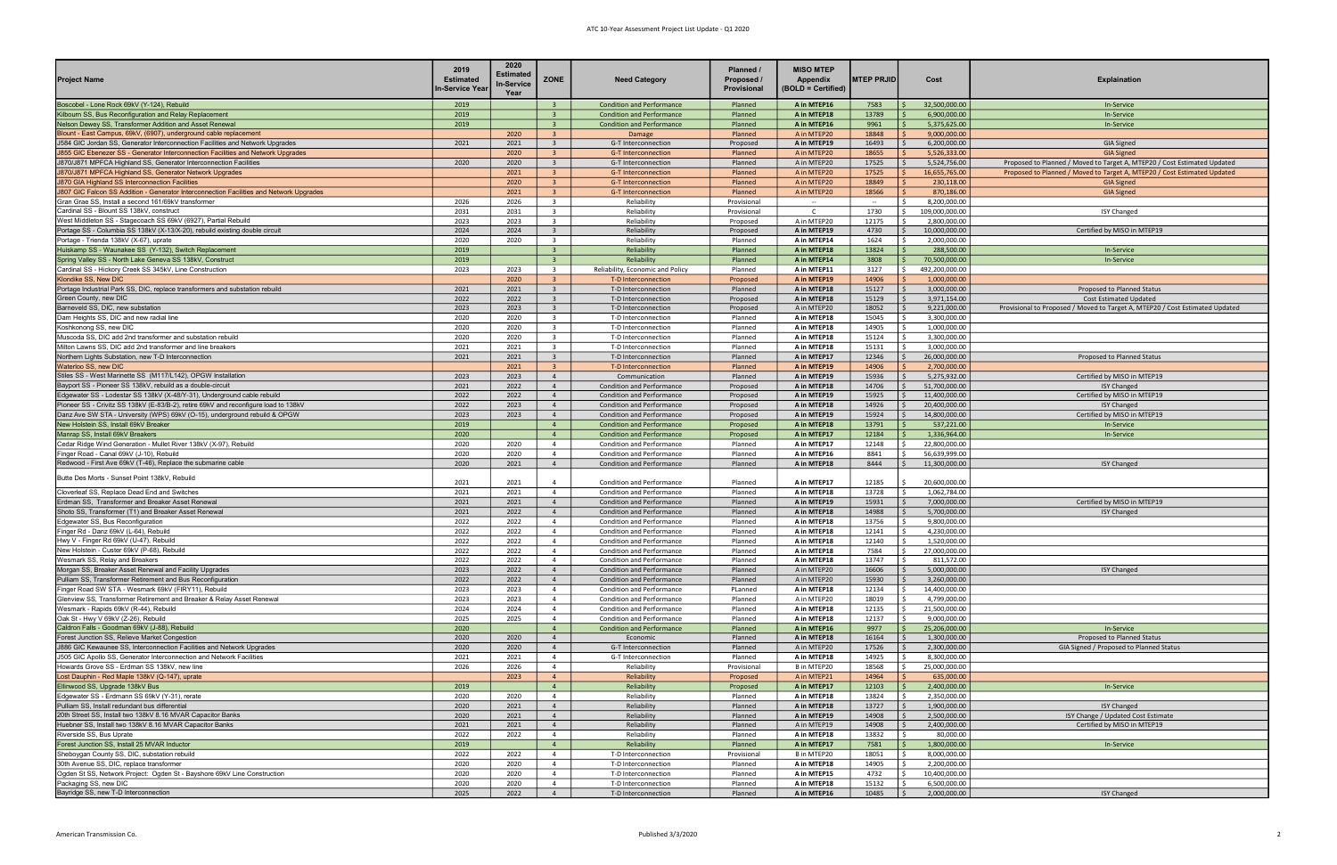# ATC 10-Year Assessment Project List Update - Q1 2020

| Project Name | 2019 Estimated In-Service Year | 2020 Estimated In-Service Year | ZONE | Need Category | Planned / Proposed / Provisional | MISO MTEP Appendix (BOLD = Certified) | MTEP PRJID | Cost | Explanation |
|---|---|---|---|---|---|---|---|---|---|
| Boscobel - Lone Rock 69kV (Y-124), Rebuild | 2019 | | 3 | Condition and Performance | Planned | **A in MTEP16** | 7583 | $ 32,500,000.00 | In-Service |
| Kilbourn SS, Bus Reconfiguration and Relay Replacement | 2019 | | 3 | Condition and Performance | Planned | **A in MTEP18** | 13789 | $ 6,900,000.00 | In-Service |
| Nelson Dewey SS, Transformer Addition and Asset Renewal | 2019 | | 3 | Condition and Performance | Planned | **A in MTEP16** | 9961 | $ 5,375,625.00 | In-Service |
| Blount - East Campus, 69kV, (6907), underground cable replacement | | 2020 | 3 | Damage | Planned | A in MTEP20 | 18848 | $ 9,000,000.00 | |
| J584 GIC Jordan SS, Generator Interconnection Facilities and Network Upgrades | 2021 | 2021 | 3 | G-T Interconnection | Proposed | **A in MTEP19** | 16493 | $ 6,200,000.00 | GIA Signed |
| J855 GIC Ebenezer SS - Generator Interconnection Facilities and Network Upgrades | | 2020 | 3 | G-T Interconnection | Planned | A in MTEP20 | 18655 | $ 5,526,333.00 | GIA Signed |
| J870/J871 MPFCA Highland SS, Generator Interconnection Facilities | 2020 | 2020 | 3 | G-T Interconnection | Planned | A in MTEP20 | 17525 | $ 5,524,756.00 | Proposed to Planned / Moved to Target A, MTEP20 / Cost Estimated Updated |
| J870/J871 MPFCA Highland SS, Generator Network Upgrades | | 2021 | 3 | G-T Interconnection | Planned | A in MTEP20 | 17525 | $ 16,655,765.00 | Proposed to Planned / Moved to Target A, MTEP20 / Cost Estimated Updated |
| J870 GIA Highland SS Interconnection Facilities | | 2020 | 3 | G-T Interconnection | Planned | A in MTEP20 | 18849 | $ 230,118.00 | GIA Signed |
| J807 GIC Falcon SS Addition - Generator Interconnection Facilities and Network Upgrades | | 2021 | 3 | G-T Interconnection | Planned | A in MTEP20 | 18566 | $ 870,186.00 | GIA Signed |
| Gran Grae SS, Install a second 161/69kV transformer | 2026 | 2026 | 3 | Reliability | Provisional | -- | -- | $ 8,200,000.00 | |
| Cardinal SS - Blount SS 138kV, construct | 2031 | 2031 | 3 | Reliability | Provisional | C | 1730 | $ 109,000,000.00 | ISY Changed |
| West Middleton SS - Stagecoach SS 69kV (6927), Partial Rebuild | 2023 | 2023 | 3 | Reliability | Proposed | A in MTEP20 | 12175 | $ 2,800,000.00 | |
| Portage SS - Columbia SS 138kV (X-13/X-20), rebuild existing double circuit | 2024 | 2024 | 3 | Reliability | Proposed | **A in MTEP19** | 4730 | $ 10,000,000.00 | Certified by MISO in MTEP19 |
| Portage - Trienda 138kV (X-67), uprate | 2020 | 2020 | 3 | Reliability | Planned | **A in MTEP14** | 1624 | $ 2,000,000.00 | |
| Huiskamp SS - Waunakee SS (Y-132), Switch Replacement | 2019 | | 3 | Reliability | Planned | **A in MTEP18** | 13824 | $ 288,500.00 | In-Service |
| Spring Valley SS - North Lake Geneva SS 138kV, Construct | 2019 | | 3 | Reliability | Planned | **A in MTEP14** | 3808 | $ 70,500,000.00 | In-Service |
| Cardinal SS - Hickory Creek SS 345kV, Line Construction | 2023 | 2023 | 3 | Reliability, Economic and Policy | Planned | **A in MTEP11** | 3127 | $ 492,200,000.00 | |
| Klondike SS, New DIC | | 2020 | 3 | T-D Interconnection | Proposed | **A in MTEP19** | 14906 | $ 1,000,000.00 | |
| Portage Industrial Park SS, DIC, replace transformers and substation rebuild | 2021 | 2021 | 3 | T-D Interconnection | Planned | **A in MTEP18** | 15127 | $ 3,000,000.00 | Proposed to Planned Status |
| Green County, new DIC | 2022 | 2022 | 3 | T-D Interconnection | Proposed | **A in MTEP18** | 15129 | $ 3,971,154.00 | Cost Estimated Updated |
| Barneveld SS, DIC, new substation | 2023 | 2023 | 3 | T-D Interconnection | Proposed | A in MTEP20 | 18052 | $ 9,221,000.00 | Provisional to Proposed / Moved to Target A, MTEP20 / Cost Estimated Updated |
| Dam Heights SS, DIC and new radial line | 2020 | 2020 | 3 | T-D Interconnection | Planned | **A in MTEP18** | 15045 | $ 3,300,000.00 | |
| Koshkonong SS, new DIC | 2020 | 2020 | 3 | T-D Interconnection | Planned | **A in MTEP18** | 14905 | $ 1,000,000.00 | |
| Muscoda SS, DIC add 2nd transformer and substation rebuild | 2020 | 2020 | 3 | T-D Interconnection | Planned | **A in MTEP18** | 15124 | $ 3,300,000.00 | |
| Milton Lawns SS, DIC add 2nd transformer and line breakers | 2021 | 2021 | 3 | T-D Interconnection | Planned | **A in MTEP18** | 15131 | $ 3,000,000.00 | |
| Northern Lights Substation, new T-D Interconnection | 2021 | 2021 | 3 | T-D Interconnection | Planned | **A in MTEP17** | 12346 | $ 26,000,000.00 | Proposed to Planned Status |
| Waterloo SS, new DIC | | 2021 | 3 | T-D Interconnection | Planned | **A in MTEP19** | 14906 | $ 2,700,000.00 | |
| Stiles SS - West Marinette SS (M117/L142), OPGW Installation | 2023 | 2023 | 4 | Communication | Planned | **A in MTEP19** | 15936 | $ 5,275,932.00 | Certified by MISO in MTEP19 |
| Bayport SS - Pioneer SS 138kV, rebuild as a double-circuit | 2021 | 2022 | 4 | Condition and Performance | Proposed | **A in MTEP18** | 14706 | $ 51,700,000.00 | ISY Changed |
| Edgewater SS - Lodestar SS 138kV (X-48/Y-31), Underground cable rebuild | 2022 | 2022 | 4 | Condition and Performance | Proposed | **A in MTEP19** | 15925 | $ 11,400,000.00 | Certified by MISO in MTEP19 |
| Pioneer SS - Crivitz SS 138kV (E-83/B-2), retire 69kV and reconfigure load to 138kV | 2022 | 2023 | 4 | Condition and Performance | Proposed | **A in MTEP18** | 14926 | $ 20,400,000.00 | ISY Changed |
| Danz Ave SW STA - University (WPS) 69kV (O-15), underground rebuild & OPGW | 2023 | 2023 | 4 | Condition and Performance | Proposed | **A in MTEP19** | 15924 | $ 14,800,000.00 | Certified by MISO in MTEP19 |
| New Holstein SS, install 69kV Breaker | 2019 | | 4 | Condition and Performance | Proposed | **A in MTEP18** | 13791 | $ 537,221.00 | In-Service |
| Manrap SS, Install 69kV Breakers | 2020 | | 4 | Condition and Performance | Proposed | **A in MTEP17** | 12184 | $ 1,336,964.00 | In-Service |
| Cedar Ridge Wind Generation - Mullet River 138kV (X-97), Rebuild | 2020 | 2020 | 4 | Condition and Performance | Planned | **A in MTEP17** | 12148 | $ 22,800,000.00 | |
| Finger Road - Canal 69kV (J-10), Rebuild | 2020 | 2020 | 4 | Condition and Performance | Planned | **A in MTEP16** | 8841 | $ 56,639,999.00 | |
| Redwood - First Ave 69kV (T-46), Replace the submarine cable | 2020 | 2021 | 4 | Condition and Performance | Planned | **A in MTEP18** | 8444 | $ 11,300,000.00 | ISY Changed |
| Butte Des Morts - Sunset Point 138kV, Rebuild | 2021 | 2021 | 4 | Condition and Performance | Planned | **A in MTEP17** | 12185 | $ 20,600,000.00 | |
| Cloverleaf SS, Replace Dead End and Switches | 2021 | 2021 | 4 | Condition and Performance | Planned | **A in MTEP18** | 13728 | $ 1,062,784.00 | |
| Erdman SS, Transformer and Breaker Asset Renewal | 2021 | 2021 | 4 | Condition and Performance | Planned | **A in MTEP19** | 15931 | $ 7,000,000.00 | Certified by MISO in MTEP19 |
| Shoto SS, Transformer (T1) and Breaker Asset Renewal | 2021 | 2022 | 4 | Condition and Performance | Planned | **A in MTEP18** | 14988 | $ 5,700,000.00 | ISY Changed |
| Edgewater SS, Bus Reconfiguration | 2022 | 2022 | 4 | Condition and Performance | Planned | **A in MTEP18** | 13756 | $ 9,800,000.00 | |
| Finger Rd - Danz 69kV (L-64), Rebuild | 2022 | 2022 | 4 | Condition and Performance | Planned | **A in MTEP18** | 12141 | $ 4,230,000.00 | |
| Hwy V - Finger Rd 69kV (U-47), Rebuild | 2022 | 2022 | 4 | Condition and Performance | Planned | **A in MTEP18** | 12140 | $ 1,520,000.00 | |
| New Holstein - Custer 69kV (P-68), Rebuild | 2022 | 2022 | 4 | Condition and Performance | Planned | **A in MTEP18** | 7584 | $ 27,000,000.00 | |
| Wesmark SS, Relay and Breakers | 2022 | 2022 | 4 | Condition and Performance | Planned | **A in MTEP18** | 13747 | $ 811,572.00 | |
| Morgan SS, Breaker Asset Renewal and Facility Upgrades | 2023 | 2022 | 4 | Condition and Performance | Planned | A in MTEP20 | 16606 | $ 5,000,000.00 | ISY Changed |
| Pulliam SS, Transformer Retirement and Bus Reconfiguration | 2022 | 2022 | 4 | Condition and Performance | Planned | A in MTEP20 | 15930 | $ 3,260,000.00 | |
| Finger Road SW STA - Wesmark 69kV (FIRY11), Rebuild | 2023 | 2023 | 4 | Condition and Performance | Planned | **A in MTEP18** | 12134 | $ 14,400,000.00 | |
| Glenview SS, Transformer Retirement and Breaker & Relay Asset Renewal | 2023 | 2023 | 4 | Condition and Performance | Planned | A in MTEP20 | 18019 | $ 4,799,000.00 | |
| Wesmark - Rapids 69kV (R-44), Rebuild | 2024 | 2024 | 4 | Condition and Performance | Planned | **A in MTEP18** | 12135 | $ 21,500,000.00 | |
| Oak St - Hwy V 69kV (Z-26), Rebuild | 2025 | 2025 | 4 | Condition and Performance | Planned | **A in MTEP18** | 12137 | $ 9,000,000.00 | |
| Caldron Falls - Goodman 69kV (J-88), Rebuild | 2020 | | 4 | Condition and Performance | Planned | **A in MTEP16** | 9977 | $ 25,206,000.00 | In-Service |
| Forest Junction SS, Relieve Market Congestion | 2020 | 2020 | 4 | Economic | Planned | **A in MTEP18** | 16164 | $ 1,300,000.00 | Proposed to Planned Status |
| J886 GIC Kewaunee SS, Interconnection Facilities and Network Upgrades | 2020 | 2020 | 4 | G-T Interconnection | Planned | A in MTEP20 | 17526 | $ 2,300,000.00 | GIA Signed / Proposed to Planned Status |
| J505 GIC Apollo SS, Generator Interconnection and Network Facilities | 2021 | 2021 | 4 | G-T Interconnection | Planned | **A in MTEP18** | 14925 | $ 8,300,000.00 | |
| Howards Grove SS - Erdman SS 138kV, new line | 2026 | 2026 | 4 | Reliability | Provisional | B in MTEP20 | 18568 | $ 25,000,000.00 | |
| Lost Dauphin - Red Maple 138kV (Q-147), uprate | | 2023 | 4 | Reliability | Proposed | A in MTEP21 | 14964 | $ 635,000.00 | |
| Ellinwood SS, Upgrade 138kV Bus | 2019 | | 4 | Reliability | Proposed | **A in MTEP17** | 12103 | $ 2,400,000.00 | In-Service |
| Edgewater SS - Erdmann SS 69kV (Y-31), rerate | 2020 | 2020 | 4 | Reliability | Planned | **A in MTEP18** | 13824 | $ 2,350,000.00 | |
| Pulliam SS, Install redundant bus differential | 2020 | 2021 | 4 | Reliability | Planned | **A in MTEP18** | 13727 | $ 1,900,000.00 | ISY Changed |
| 20th Street SS, Install two 138kV 8.16 MVAR Capacitor Banks | 2020 | 2021 | 4 | Reliability | Planned | **A in MTEP19** | 14908 | $ 2,500,000.00 | ISY Change / Updated Cost Estimate |
| Huebner SS, Install two 138kV 8.16 MVAR Capacitor Banks | 2021 | 2021 | 4 | Reliability | Planned | A in MTEP19 | 14908 | $ 2,400,000.00 | Certified by MISO in MTEP19 |
| Riverside SS, Bus Uprate | 2022 | 2022 | 4 | Reliability | Planned | **A in MTEP18** | 13832 | $ 80,000.00 | |
| Forest Junction SS, Install 25 MVAR Inductor | 2019 | | 4 | Reliability | Planned | **A in MTEP17** | 7581 | $ 1,800,000.00 | In-Service |
| Sheboygan County SS, DIC, substation rebuild | 2022 | 2022 | 4 | T-D Interconnection | Provisional | B in MTEP20 | 18051 | $ 8,000,000.00 | |
| 30th Avenue SS, DIC, replace transformer | 2020 | 2020 | 4 | T-D Interconnection | Planned | **A in MTEP18** | 14905 | $ 2,200,000.00 | |
| Ogden St SS, Network Project: Ogden St - Bayshore 69kV Line Construction | 2020 | 2020 | 4 | T-D Interconnection | Planned | **A in MTEP15** | 4732 | $ 10,400,000.00 | |
| Packaging SS, new DIC | 2020 | 2020 | 4 | T-D Interconnection | Planned | **A in MTEP18** | 15132 | $ 6,500,000.00 | |
| Bayridge SS, new T-D Interconnection | 2025 | 2022 | 4 | T-D Interconnection | Planned | **A in MTEP16** | 10485 | $ 2,000,000.00 | ISY Changed |

American Transmission Co. Published 3/3/2020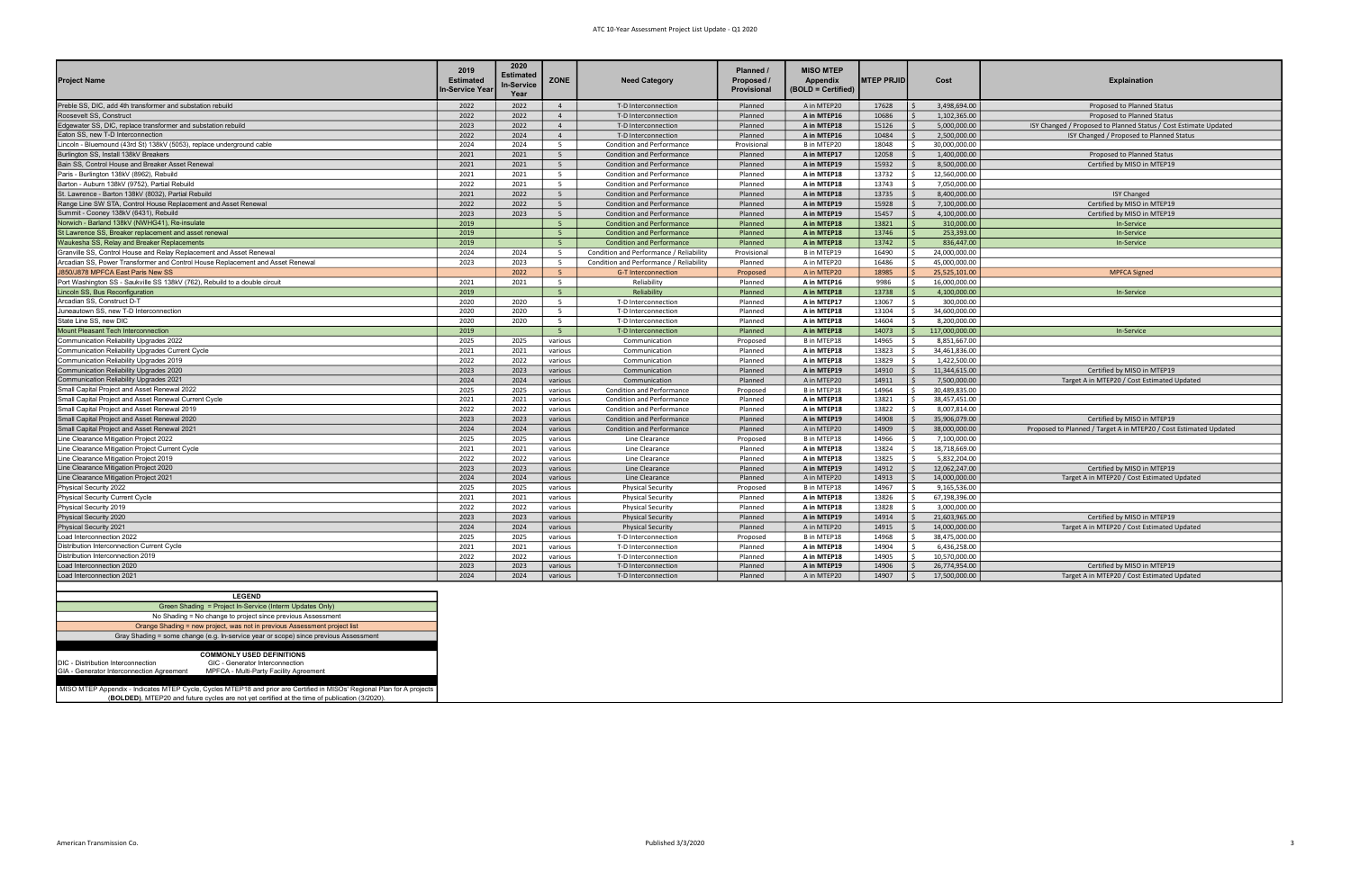# ATC 10-Year Assessment Project List Update - Q1 2020

| Project Name | 2019 Estimated In-Service Year | 2020 Estimated In-Service Year | ZONE | Need Category | Planned / Proposed / Provisional | MISO MTEP Appendix (BOLD = Certified) | MTEP PRJID | Cost | Explanation |
|---|---|---|---|---|---|---|---|---|---|
| Preble SS, DIC, add 4th transformer and substation rebuild | 2022 | 2022 | 4 | T-D Interconnection | Planned | A in MTEP20 | 17628 | $ 3,498,694.00 | Proposed to Planned Status |
| Roosevelt SS, Construct | 2022 | 2022 | 4 | T-D Interconnection | Planned | **A in MTEP16** | 10686 | $ 1,102,365.00 | Proposed to Planned Status |
| Edgewater SS, DIC, replace transformer and substation rebuild | 2023 | 2022 | 4 | T-D Interconnection | Planned | **A in MTEP18** | 15126 | $ 5,000,000.00 | ISY Changed / Proposed to Planned Status / Cost Estimate Updated |
| Eaton SS, new T-D Interconnection | 2022 | 2024 | 4 | T-D Interconnection | Planned | **A in MTEP16** | 10484 | $ 2,500,000.00 | ISY Changed / Proposed to Planned Status |
| Lincoln - Bluemound (43rd St) 138kV (5053), replace underground cable | 2024 | 2024 | 5 | Condition and Performance | Provisional | B in MTEP20 | 18048 | $ 30,000,000.00 | |
| Burlington SS, Install 138kV Breakers | 2021 | 2021 | 5 | Condition and Performance | Planned | **A in MTEP17** | 12058 | $ 1,400,000.00 | Proposed to Planned Status |
| Bain SS, Control House and Breaker Asset Renewal | 2021 | 2021 | 5 | Condition and Performance | Planned | **A in MTEP19** | 15932 | $ 8,500,000.00 | Certified by MISO in MTEP19 |
| Paris - Burlington 138kV (8962), Rebuild | 2021 | 2021 | 5 | Condition and Performance | Planned | **A in MTEP18** | 13732 | $ 12,560,000.00 | |
| Barton - Auburn 138kV (9752), Partial Rebuild | 2022 | 2021 | 5 | Condition and Performance | Planned | **A in MTEP18** | 13743 | $ 7,050,000.00 | |
| St. Lawrence - Barton 138kV (8032), Partial Rebuild | 2021 | 2022 | 5 | Condition and Performance | Planned | **A in MTEP18** | 13735 | $ 8,400,000.00 | ISY Changed |
| Range Line SW STA, Control House Replacement and Asset Renewal | 2022 | 2022 | 5 | Condition and Performance | Planned | **A in MTEP19** | 15928 | $ 7,100,000.00 | Certified by MISO in MTEP19 |
| Summit - Cooney 138kV (6431), Rebuild | 2023 | 2023 | 5 | Condition and Performance | Planned | **A in MTEP19** | 15457 | $ 4,100,000.00 | Certified by MISO in MTEP19 |
| Norwich - Barland 138kV (NWHG41), Re-insulate | 2019 | | 5 | Condition and Performance | Planned | **A in MTEP18** | 13821 | $ 310,000.00 | In-Service |
| St Lawrence SS, Breaker replacement and asset renewal | 2019 | | 5 | Condition and Performance | Planned | **A in MTEP18** | 13746 | $ 253,393.00 | In-Service |
| Waukesha SS, Relay and Breaker Replacements | 2019 | | 5 | Condition and Performance | Planned | **A in MTEP18** | 13742 | $ 836,447.00 | In-Service |
| Granville SS, Control House and Relay Replacement and Asset Renewal | 2024 | 2024 | 5 | Condition and Performance / Reliability | Provisional | B in MTEP19 | 16490 | $ 24,000,000.00 | |
| Arcadian SS, Power Transformer and Control House Replacement and Asset Renewal | 2023 | 2023 | 5 | Condition and Performance / Reliability | Planned | A in MTEP20 | 16486 | $ 45,000,000.00 | |
| J850/J878 MPFCA East Paris New SS | | 2022 | 5 | G-T Interconnection | Proposed | A in MTEP20 | 18985 | $ 25,525,101.00 | MPFCA Signed |
| Port Washington SS - Saukville SS 138kV (762), Rebuild to a double circuit | 2021 | 2021 | 5 | Reliability | Planned | **A in MTEP16** | 9986 | $ 16,000,000.00 | |
| Lincoln SS, Bus Reconfiguration | 2019 | | 5 | Reliability | Planned | **A in MTEP18** | 13738 | $ 4,100,000.00 | In-Service |
| Arcadian SS, Construct D-T | 2020 | 2020 | 5 | T-D Interconnection | Planned | **A in MTEP17** | 13067 | $ 300,000.00 | |
| Juneautown SS, new T-D Interconnection | 2020 | 2020 | 5 | T-D Interconnection | Planned | **A in MTEP18** | 13104 | $ 34,600,000.00 | |
| State Line SS, new DIC | 2020 | 2020 | 5 | T-D Interconnection | Planned | **A in MTEP18** | 14604 | $ 8,200,000.00 | |
| Mount Pleasant Tech Interconnection | 2019 | | 5 | T-D Interconnection | Planned | **A in MTEP18** | 14073 | $ 117,000,000.00 | In-Service |
| Communication Reliability Upgrades 2022 | 2025 | 2025 | various | Communication | Proposed | B in MTEP18 | 14965 | $ 8,851,667.00 | |
| Communication Reliability Upgrades Current Cycle | 2021 | 2021 | various | Communication | Planned | **A in MTEP18** | 13823 | $ 34,461,836.00 | |
| Communication Reliability Upgrades 2019 | 2022 | 2022 | various | Communication | Planned | **A in MTEP18** | 13829 | $ 1,422,500.00 | |
| Communication Reliability Upgrades 2020 | 2023 | 2023 | various | Communication | Planned | **A in MTEP19** | 14910 | $ 11,344,615.00 | Certified by MISO in MTEP19 |
| Communication Reliability Upgrades 2021 | 2024 | 2024 | various | Communication | Planned | A in MTEP20 | 14911 | $ 7,500,000.00 | Target A in MTEP20 / Cost Estimated Updated |
| Small Capital Project and Asset Renewal 2022 | 2025 | 2025 | various | Condition and Performance | Proposed | B in MTEP18 | 14964 | $ 30,489,835.00 | |
| Small Capital Project and Asset Renewal Current Cycle | 2021 | 2021 | various | Condition and Performance | Planned | **A in MTEP18** | 13821 | $ 38,457,451.00 | |
| Small Capital Project and Asset Renewal 2019 | 2022 | 2022 | various | Condition and Performance | Planned | **A in MTEP18** | 13822 | $ 8,007,814.00 | |
| Small Capital Project and Asset Renewal 2020 | 2023 | 2023 | various | Condition and Performance | Planned | **A in MTEP19** | 14908 | $ 35,906,079.00 | Certified by MISO in MTEP19 |
| Small Capital Project and Asset Renewal 2021 | 2024 | 2024 | various | Condition and Performance | Planned | A in MTEP20 | 14909 | $ 38,000,000.00 | Proposed to Planned / Target A in MTEP20 / Cost Estimated Updated |
| Line Clearance Mitigation Project 2022 | 2025 | 2025 | various | Line Clearance | Proposed | B in MTEP18 | 14966 | $ 7,100,000.00 | |
| Line Clearance Mitigation Project Current Cycle | 2021 | 2021 | various | Line Clearance | Planned | **A in MTEP18** | 13824 | $ 18,718,669.00 | |
| Line Clearance Mitigation Project 2019 | 2022 | 2022 | various | Line Clearance | Planned | **A in MTEP18** | 13825 | $ 5,832,204.00 | |
| Line Clearance Mitigation Project 2020 | 2023 | 2023 | various | Line Clearance | Planned | **A in MTEP19** | 14912 | $ 12,062,247.00 | Certified by MISO in MTEP19 |
| Line Clearance Mitigation Project 2021 | 2024 | 2024 | various | Line Clearance | Planned | A in MTEP20 | 14913 | $ 14,000,000.00 | Target A in MTEP20 / Cost Estimated Updated |
| Physical Security 2022 | 2025 | 2025 | various | Physical Security | Proposed | B in MTEP18 | 14967 | $ 9,165,536.00 | |
| Physical Security Current Cycle | 2021 | 2021 | various | Physical Security | Planned | **A in MTEP18** | 13826 | $ 67,198,396.00 | |
| Physical Security 2019 | 2022 | 2022 | various | Physical Security | Planned | **A in MTEP18** | 13828 | $ 3,000,000.00 | |
| Physical Security 2020 | 2023 | 2023 | various | Physical Security | Planned | **A in MTEP19** | 14914 | $ 21,603,965.00 | Certified by MISO in MTEP19 |
| Physical Security 2021 | 2024 | 2024 | various | Physical Security | Planned | A in MTEP20 | 14915 | $ 14,000,000.00 | Target A in MTEP20 / Cost Estimated Updated |
| Load Interconnection 2022 | 2025 | 2025 | various | T-D Interconnection | Proposed | B in MTEP18 | 14968 | $ 38,475,000.00 | |
| Distribution Interconnection Current Cycle | 2021 | 2021 | various | T-D Interconnection | Planned | **A in MTEP18** | 14904 | $ 6,436,258.00 | |
| Distribution Interconnection 2019 | 2022 | 2022 | various | T-D Interconnection | Planned | **A in MTEP18** | 14905 | $ 10,570,000.00 | |
| Load Interconnection 2020 | 2023 | 2023 | various | T-D Interconnection | Planned | **A in MTEP19** | 14906 | $ 26,774,954.00 | Certified by MISO in MTEP19 |
| Load Interconnection 2021 | 2024 | 2024 | various | T-D Interconnection | Planned | A in MTEP20 | 14907 | $ 17,500,000.00 | Target A in MTEP20 / Cost Estimated Updated |

**LEGEND**

Green Shading = Project In-Service (Interm Updates Only)

No Shading = No change to project since previous Assessment

Orange Shading = new project, was not in previous Assessment project list

Gray Shading = some change (e.g. In-service year or scope) since previous Assessment

**COMMONLY USED DEFINITIONS**

DIC - Distribution Interconnection

GIC - Generator Interconnection

GIA - Generator Interconnection Agreement

MPFCA - Multi-Party Facility Agreement

MISO MTEP Appendix - Indicates MTEP Cycle, Cycles MTEP18 and prior are Certified in MISOs' Regional Plan for A projects (**BOLDED**), MTEP20 and future cycles are not yet certified at the time of publication (3/2020).

American Transmission Co.

Published 3/3/2020